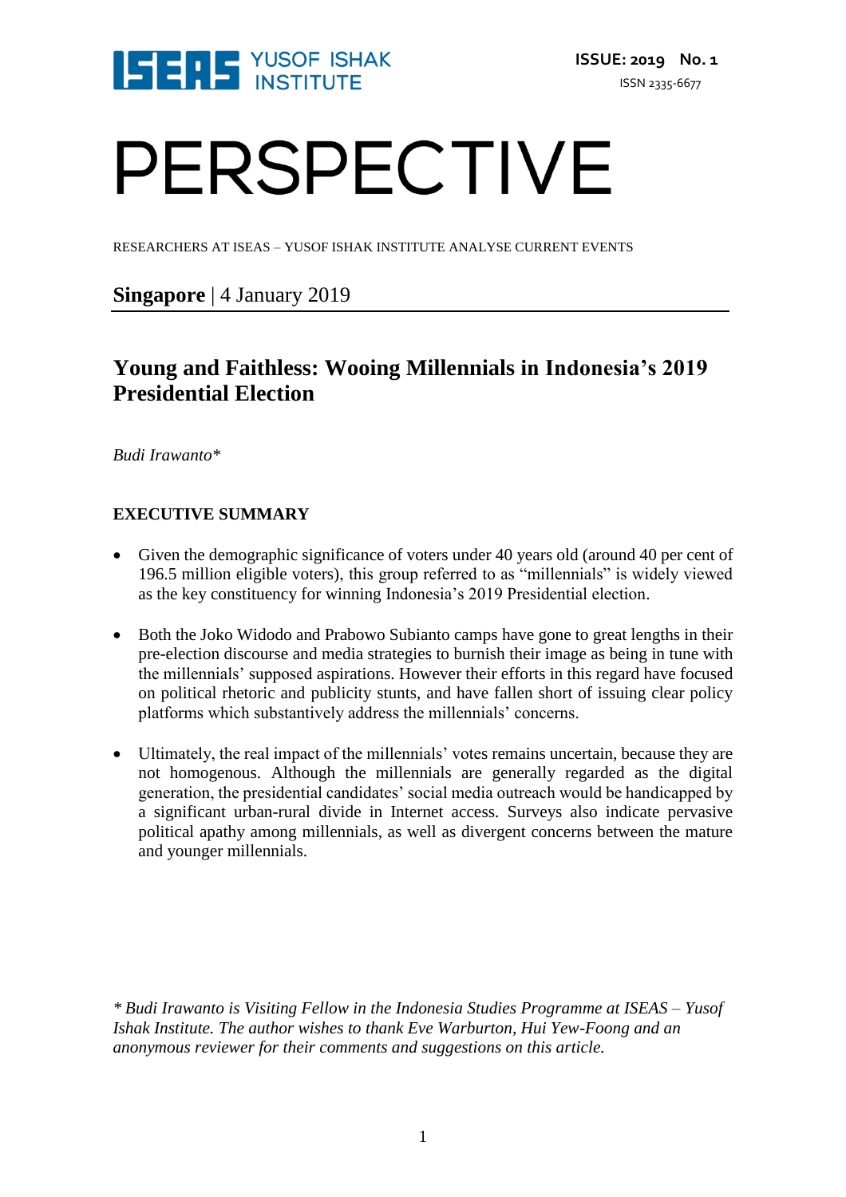ISSUE: 2019 No. 1

ISSN 2335-6677

# PERSPECTIVE

RESEARCHERS AT ISEAS – YUSOF ISHAK INSTITUTE ANALYSE CURRENT EVENTS

**Singapore** | 4 January 2019

## Young and Faithless: Wooing Millennials in Indonesia's 2019 Presidential Election

*Budi Irawanto**

### EXECUTIVE SUMMARY

- Given the demographic significance of voters under 40 years old (around 40 per cent of 196.5 million eligible voters), this group referred to as "millennials" is widely viewed as the key constituency for winning Indonesia's 2019 Presidential election.

- Both the Joko Widodo and Prabowo Subianto camps have gone to great lengths in their pre-election discourse and media strategies to burnish their image as being in tune with the millennials' supposed aspirations. However their efforts in this regard have focused on political rhetoric and publicity stunts, and have fallen short of issuing clear policy platforms which substantively address the millennials' concerns.

- Ultimately, the real impact of the millennials' votes remains uncertain, because they are not homogenous. Although the millennials are generally regarded as the digital generation, the presidential candidates' social media outreach would be handicapped by a significant urban-rural divide in Internet access. Surveys also indicate pervasive political apathy among millennials, as well as divergent concerns between the mature and younger millennials.

*\* Budi Irawanto is Visiting Fellow in the Indonesia Studies Programme at ISEAS – Yusof Ishak Institute. The author wishes to thank Eve Warburton, Hui Yew-Foong and an anonymous reviewer for their comments and suggestions on this article.*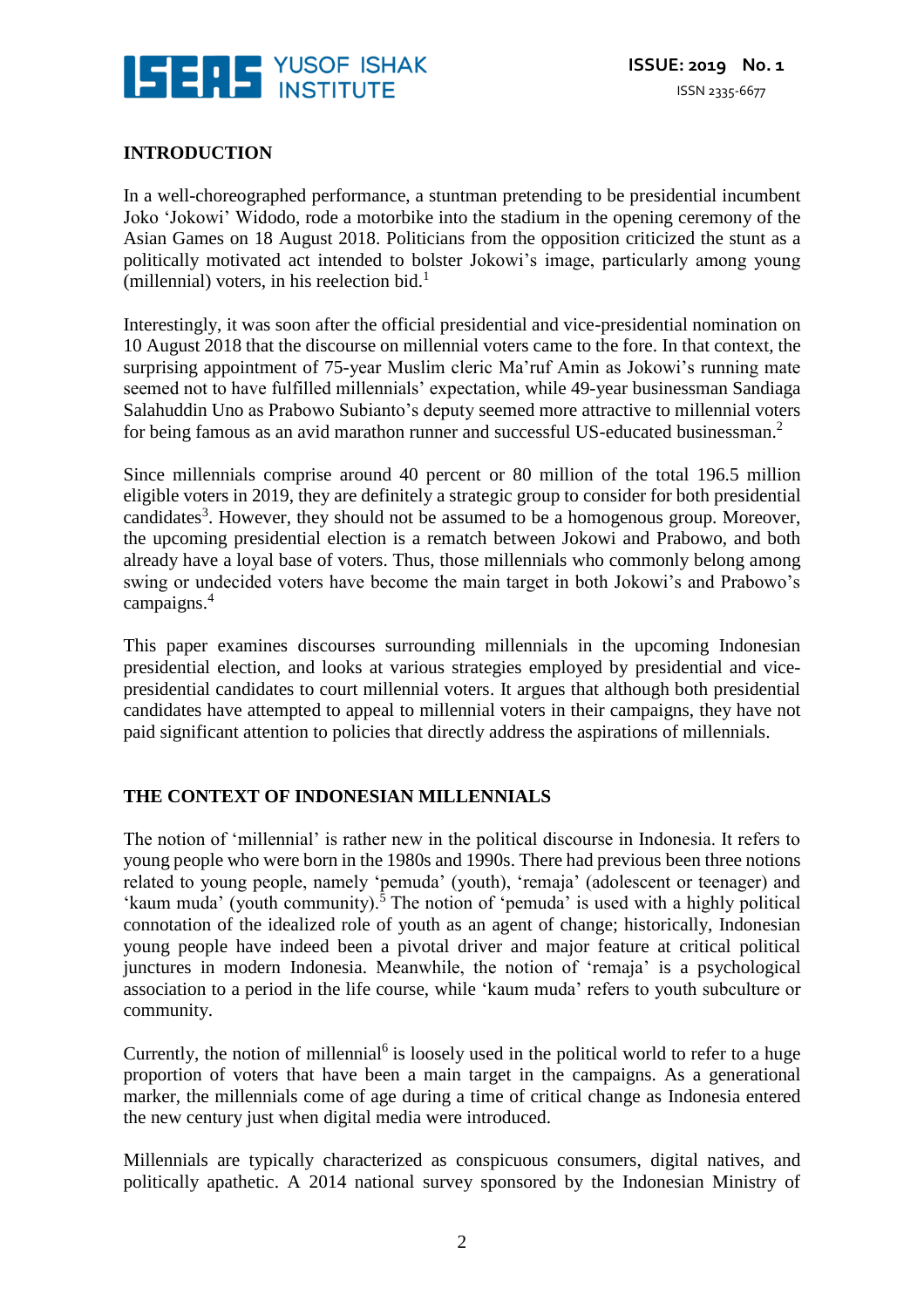## INTRODUCTION

In a well-choreographed performance, a stuntman pretending to be presidential incumbent Joko 'Jokowi' Widodo, rode a motorbike into the stadium in the opening ceremony of the Asian Games on 18 August 2018. Politicians from the opposition criticized the stunt as a politically motivated act intended to bolster Jokowi's image, particularly among young (millennial) voters, in his reelection bid.[1]

Interestingly, it was soon after the official presidential and vice-presidential nomination on 10 August 2018 that the discourse on millennial voters came to the fore. In that context, the surprising appointment of 75-year Muslim cleric Ma'ruf Amin as Jokowi's running mate seemed not to have fulfilled millennials' expectation, while 49-year businessman Sandiaga Salahuddin Uno as Prabowo Subianto's deputy seemed more attractive to millennial voters for being famous as an avid marathon runner and successful US-educated businessman.[2]

Since millennials comprise around 40 percent or 80 million of the total 196.5 million eligible voters in 2019, they are definitely a strategic group to consider for both presidential candidates[3]. However, they should not be assumed to be a homogenous group. Moreover, the upcoming presidential election is a rematch between Jokowi and Prabowo, and both already have a loyal base of voters. Thus, those millennials who commonly belong among swing or undecided voters have become the main target in both Jokowi's and Prabowo's campaigns.[4]

This paper examines discourses surrounding millennials in the upcoming Indonesian presidential election, and looks at various strategies employed by presidential and vice-presidential candidates to court millennial voters. It argues that although both presidential candidates have attempted to appeal to millennial voters in their campaigns, they have not paid significant attention to policies that directly address the aspirations of millennials.

## THE CONTEXT OF INDONESIAN MILLENNIALS

The notion of 'millennial' is rather new in the political discourse in Indonesia. It refers to young people who were born in the 1980s and 1990s. There had previous been three notions related to young people, namely 'pemuda' (youth), 'remaja' (adolescent or teenager) and 'kaum muda' (youth community).[5] The notion of 'pemuda' is used with a highly political connotation of the idealized role of youth as an agent of change; historically, Indonesian young people have indeed been a pivotal driver and major feature at critical political junctures in modern Indonesia. Meanwhile, the notion of 'remaja' is a psychological association to a period in the life course, while 'kaum muda' refers to youth subculture or community.

Currently, the notion of millennial[6] is loosely used in the political world to refer to a huge proportion of voters that have been a main target in the campaigns. As a generational marker, the millennials come of age during a time of critical change as Indonesia entered the new century just when digital media were introduced.

Millennials are typically characterized as conspicuous consumers, digital natives, and politically apathetic. A 2014 national survey sponsored by the Indonesian Ministry of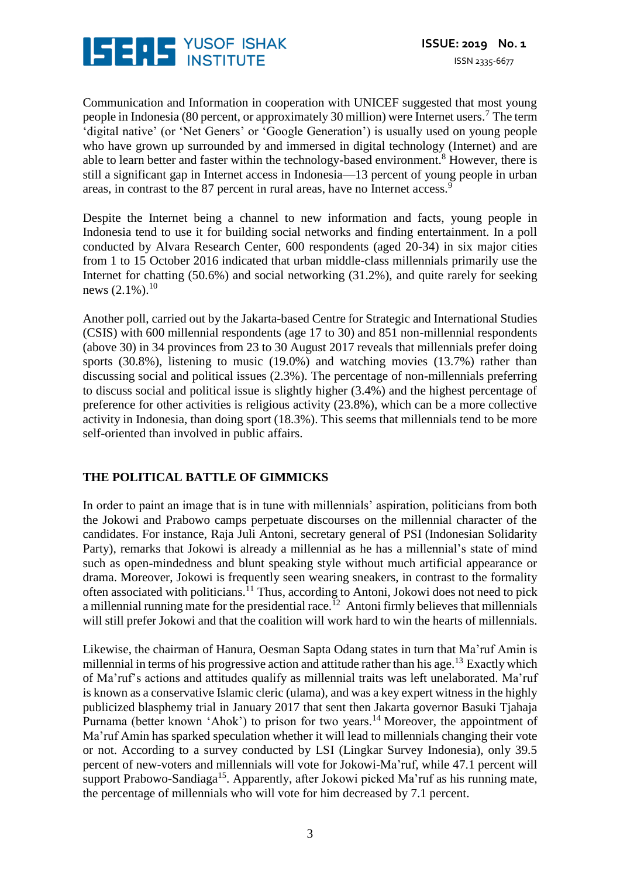Communication and Information in cooperation with UNICEF suggested that most young people in Indonesia (80 percent, or approximately 30 million) were Internet users.[7] The term 'digital native' (or 'Net Geners' or 'Google Generation') is usually used on young people who have grown up surrounded by and immersed in digital technology (Internet) and are able to learn better and faster within the technology-based environment.[8] However, there is still a significant gap in Internet access in Indonesia—13 percent of young people in urban areas, in contrast to the 87 percent in rural areas, have no Internet access.[9]

Despite the Internet being a channel to new information and facts, young people in Indonesia tend to use it for building social networks and finding entertainment. In a poll conducted by Alvara Research Center, 600 respondents (aged 20-34) in six major cities from 1 to 15 October 2016 indicated that urban middle-class millennials primarily use the Internet for chatting (50.6%) and social networking (31.2%), and quite rarely for seeking news (2.1%).[10]

Another poll, carried out by the Jakarta-based Centre for Strategic and International Studies (CSIS) with 600 millennial respondents (age 17 to 30) and 851 non-millennial respondents (above 30) in 34 provinces from 23 to 30 August 2017 reveals that millennials prefer doing sports (30.8%), listening to music (19.0%) and watching movies (13.7%) rather than discussing social and political issues (2.3%). The percentage of non-millennials preferring to discuss social and political issue is slightly higher (3.4%) and the highest percentage of preference for other activities is religious activity (23.8%), which can be a more collective activity in Indonesia, than doing sport (18.3%). This seems that millennials tend to be more self-oriented than involved in public affairs.

## THE POLITICAL BATTLE OF GIMMICKS

In order to paint an image that is in tune with millennials' aspiration, politicians from both the Jokowi and Prabowo camps perpetuate discourses on the millennial character of the candidates. For instance, Raja Juli Antoni, secretary general of PSI (Indonesian Solidarity Party), remarks that Jokowi is already a millennial as he has a millennial's state of mind such as open-mindedness and blunt speaking style without much artificial appearance or drama. Moreover, Jokowi is frequently seen wearing sneakers, in contrast to the formality often associated with politicians.[11] Thus, according to Antoni, Jokowi does not need to pick a millennial running mate for the presidential race.[12] Antoni firmly believes that millennials will still prefer Jokowi and that the coalition will work hard to win the hearts of millennials.

Likewise, the chairman of Hanura, Oesman Sapta Odang states in turn that Ma'ruf Amin is millennial in terms of his progressive action and attitude rather than his age.[13] Exactly which of Ma'ruf's actions and attitudes qualify as millennial traits was left unelaborated. Ma'ruf is known as a conservative Islamic cleric (ulama), and was a key expert witness in the highly publicized blasphemy trial in January 2017 that sent then Jakarta governor Basuki Tjahaja Purnama (better known 'Ahok') to prison for two years.[14] Moreover, the appointment of Ma'ruf Amin has sparked speculation whether it will lead to millennials changing their vote or not. According to a survey conducted by LSI (Lingkar Survey Indonesia), only 39.5 percent of new-voters and millennials will vote for Jokowi-Ma'ruf, while 47.1 percent will support Prabowo-Sandiaga[15]. Apparently, after Jokowi picked Ma'ruf as his running mate, the percentage of millennials who will vote for him decreased by 7.1 percent.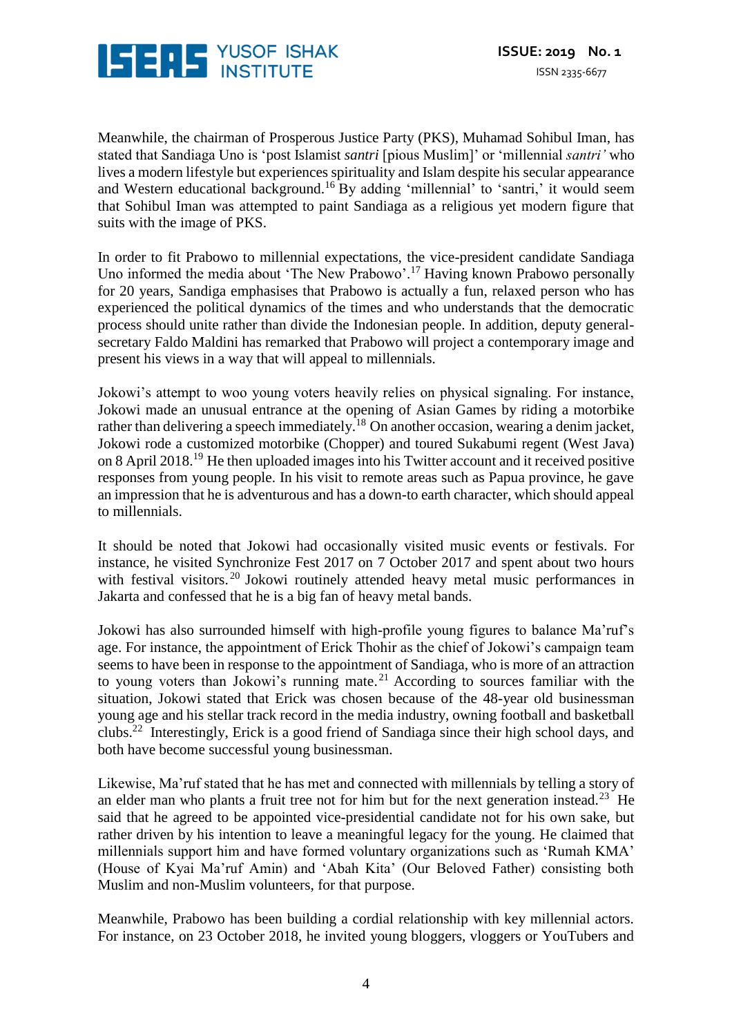Meanwhile, the chairman of Prosperous Justice Party (PKS), Muhamad Sohibul Iman, has stated that Sandiaga Uno is 'post Islamist *santri* [pious Muslim]' or 'millennial *santri'* who lives a modern lifestyle but experiences spirituality and Islam despite his secular appearance and Western educational background.[16] By adding 'millennial' to 'santri,' it would seem that Sohibul Iman was attempted to paint Sandiaga as a religious yet modern figure that suits with the image of PKS.

In order to fit Prabowo to millennial expectations, the vice-president candidate Sandiaga Uno informed the media about 'The New Prabowo'.[17] Having known Prabowo personally for 20 years, Sandiga emphasises that Prabowo is actually a fun, relaxed person who has experienced the political dynamics of the times and who understands that the democratic process should unite rather than divide the Indonesian people. In addition, deputy general-secretary Faldo Maldini has remarked that Prabowo will project a contemporary image and present his views in a way that will appeal to millennials.

Jokowi's attempt to woo young voters heavily relies on physical signaling. For instance, Jokowi made an unusual entrance at the opening of Asian Games by riding a motorbike rather than delivering a speech immediately.[18] On another occasion, wearing a denim jacket, Jokowi rode a customized motorbike (Chopper) and toured Sukabumi regent (West Java) on 8 April 2018.[19] He then uploaded images into his Twitter account and it received positive responses from young people. In his visit to remote areas such as Papua province, he gave an impression that he is adventurous and has a down-to earth character, which should appeal to millennials.

It should be noted that Jokowi had occasionally visited music events or festivals. For instance, he visited Synchronize Fest 2017 on 7 October 2017 and spent about two hours with festival visitors.[20] Jokowi routinely attended heavy metal music performances in Jakarta and confessed that he is a big fan of heavy metal bands.

Jokowi has also surrounded himself with high-profile young figures to balance Ma'ruf's age. For instance, the appointment of Erick Thohir as the chief of Jokowi's campaign team seems to have been in response to the appointment of Sandiaga, who is more of an attraction to young voters than Jokowi's running mate.[21] According to sources familiar with the situation, Jokowi stated that Erick was chosen because of the 48-year old businessman young age and his stellar track record in the media industry, owning football and basketball clubs.[22] Interestingly, Erick is a good friend of Sandiaga since their high school days, and both have become successful young businessman.

Likewise, Ma'ruf stated that he has met and connected with millennials by telling a story of an elder man who plants a fruit tree not for him but for the next generation instead.[23] He said that he agreed to be appointed vice-presidential candidate not for his own sake, but rather driven by his intention to leave a meaningful legacy for the young. He claimed that millennials support him and have formed voluntary organizations such as 'Rumah KMA' (House of Kyai Ma'ruf Amin) and 'Abah Kita' (Our Beloved Father) consisting both Muslim and non-Muslim volunteers, for that purpose.

Meanwhile, Prabowo has been building a cordial relationship with key millennial actors. For instance, on 23 October 2018, he invited young bloggers, vloggers or YouTubers and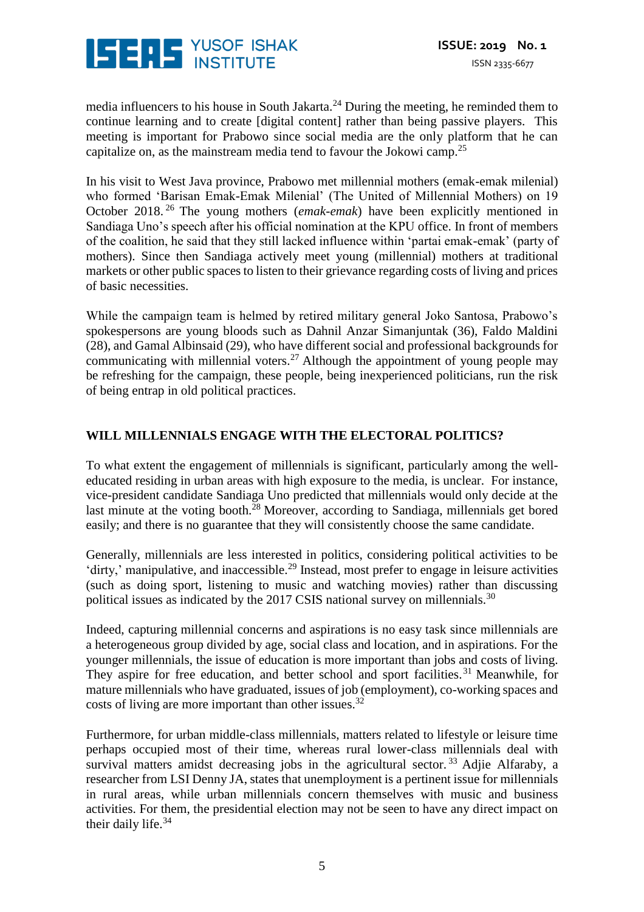media influencers to his house in South Jakarta.[24] During the meeting, he reminded them to continue learning and to create [digital content] rather than being passive players. This meeting is important for Prabowo since social media are the only platform that he can capitalize on, as the mainstream media tend to favour the Jokowi camp.[25]

In his visit to West Java province, Prabowo met millennial mothers (emak-emak milenial) who formed 'Barisan Emak-Emak Milenial' (The United of Millennial Mothers) on 19 October 2018.[26] The young mothers (*emak-emak*) have been explicitly mentioned in Sandiaga Uno's speech after his official nomination at the KPU office. In front of members of the coalition, he said that they still lacked influence within 'partai emak-emak' (party of mothers). Since then Sandiaga actively meet young (millennial) mothers at traditional markets or other public spaces to listen to their grievance regarding costs of living and prices of basic necessities.

While the campaign team is helmed by retired military general Joko Santosa, Prabowo's spokespersons are young bloods such as Dahnil Anzar Simanjuntak (36), Faldo Maldini (28), and Gamal Albinsaid (29), who have different social and professional backgrounds for communicating with millennial voters.[27] Although the appointment of young people may be refreshing for the campaign, these people, being inexperienced politicians, run the risk of being entrap in old political practices.

## WILL MILLENNIALS ENGAGE WITH THE ELECTORAL POLITICS?

To what extent the engagement of millennials is significant, particularly among the well-educated residing in urban areas with high exposure to the media, is unclear. For instance, vice-president candidate Sandiaga Uno predicted that millennials would only decide at the last minute at the voting booth.[28] Moreover, according to Sandiaga, millennials get bored easily; and there is no guarantee that they will consistently choose the same candidate.

Generally, millennials are less interested in politics, considering political activities to be 'dirty,' manipulative, and inaccessible.[29] Instead, most prefer to engage in leisure activities (such as doing sport, listening to music and watching movies) rather than discussing political issues as indicated by the 2017 CSIS national survey on millennials.[30]

Indeed, capturing millennial concerns and aspirations is no easy task since millennials are a heterogeneous group divided by age, social class and location, and in aspirations. For the younger millennials, the issue of education is more important than jobs and costs of living. They aspire for free education, and better school and sport facilities.[31] Meanwhile, for mature millennials who have graduated, issues of job (employment), co-working spaces and costs of living are more important than other issues.[32]

Furthermore, for urban middle-class millennials, matters related to lifestyle or leisure time perhaps occupied most of their time, whereas rural lower-class millennials deal with survival matters amidst decreasing jobs in the agricultural sector.[33] Adjie Alfaraby, a researcher from LSI Denny JA, states that unemployment is a pertinent issue for millennials in rural areas, while urban millennials concern themselves with music and business activities. For them, the presidential election may not be seen to have any direct impact on their daily life.[34]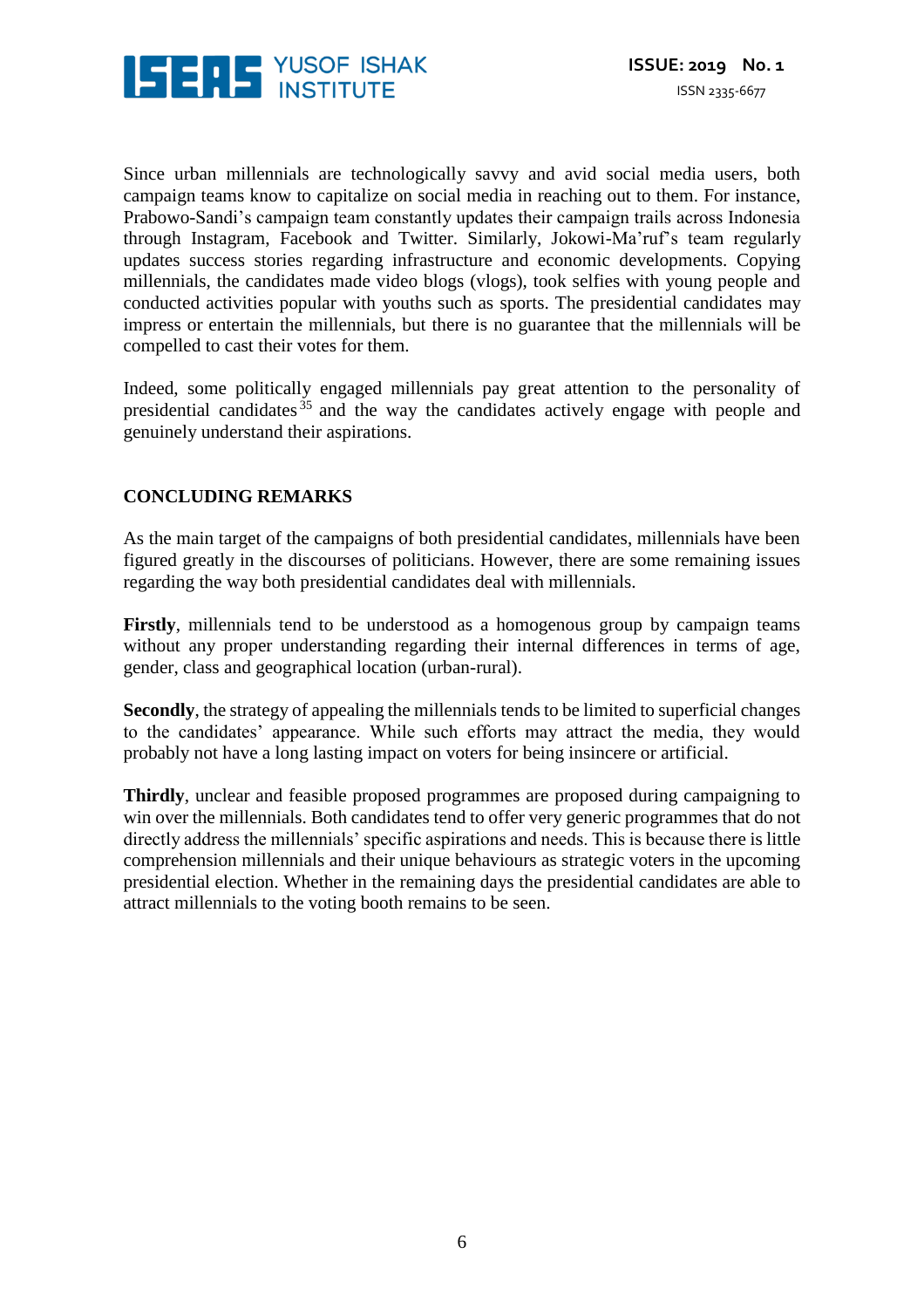Since urban millennials are technologically savvy and avid social media users, both campaign teams know to capitalize on social media in reaching out to them. For instance, Prabowo-Sandi's campaign team constantly updates their campaign trails across Indonesia through Instagram, Facebook and Twitter. Similarly, Jokowi-Ma'ruf's team regularly updates success stories regarding infrastructure and economic developments. Copying millennials, the candidates made video blogs (vlogs), took selfies with young people and conducted activities popular with youths such as sports. The presidential candidates may impress or entertain the millennials, but there is no guarantee that the millennials will be compelled to cast their votes for them.

Indeed, some politically engaged millennials pay great attention to the personality of presidential candidates[35] and the way the candidates actively engage with people and genuinely understand their aspirations.

## CONCLUDING REMARKS

As the main target of the campaigns of both presidential candidates, millennials have been figured greatly in the discourses of politicians. However, there are some remaining issues regarding the way both presidential candidates deal with millennials.

**Firstly**, millennials tend to be understood as a homogenous group by campaign teams without any proper understanding regarding their internal differences in terms of age, gender, class and geographical location (urban-rural).

**Secondly**, the strategy of appealing the millennials tends to be limited to superficial changes to the candidates' appearance. While such efforts may attract the media, they would probably not have a long lasting impact on voters for being insincere or artificial.

**Thirdly**, unclear and feasible proposed programmes are proposed during campaigning to win over the millennials. Both candidates tend to offer very generic programmes that do not directly address the millennials' specific aspirations and needs. This is because there is little comprehension millennials and their unique behaviours as strategic voters in the upcoming presidential election. Whether in the remaining days the presidential candidates are able to attract millennials to the voting booth remains to be seen.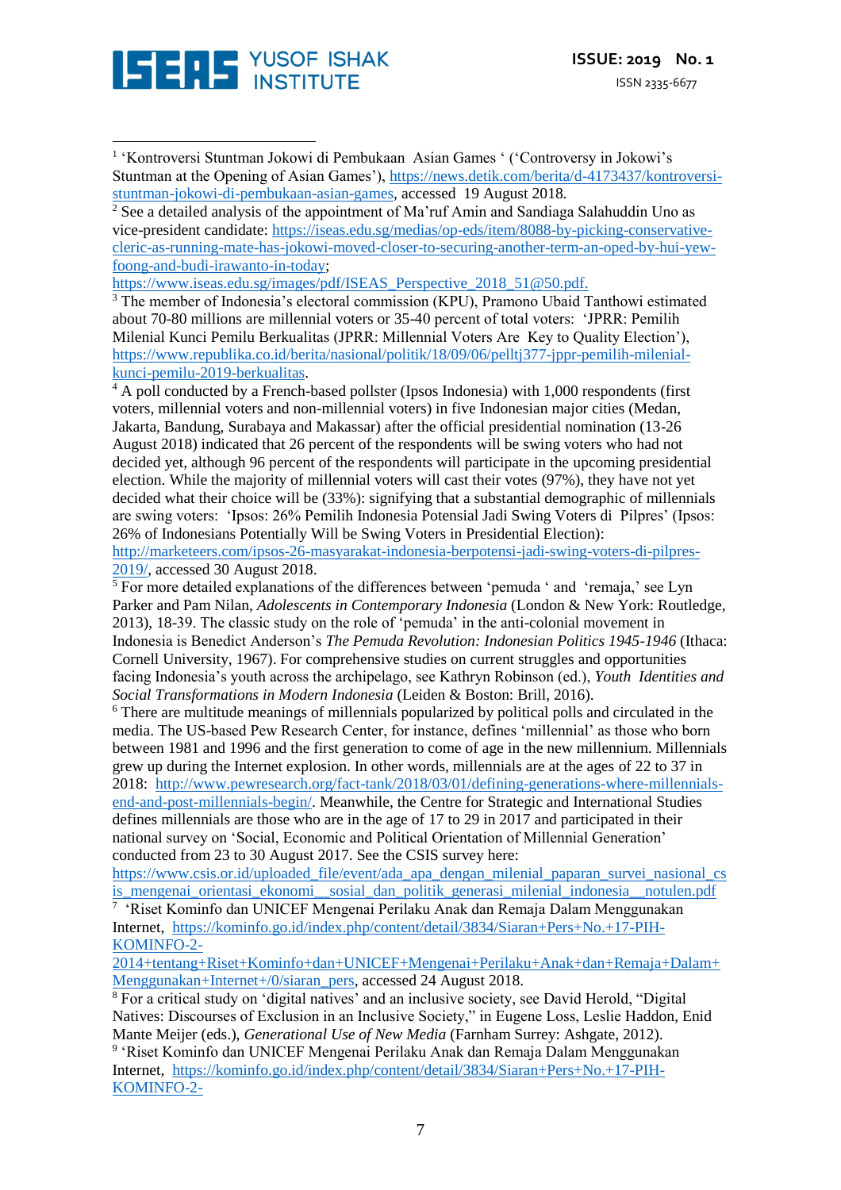[1] 'Kontroversi Stuntman Jokowi di Pembukaan Asian Games ' ('Controversy in Jokowi's Stuntman at the Opening of Asian Games'), https://news.detik.com/berita/d-4173437/kontroversi-stuntman-jokowi-di-pembukaan-asian-games, accessed 19 August 2018.

[2] See a detailed analysis of the appointment of Ma'ruf Amin and Sandiaga Salahuddin Uno as vice-president candidate: https://iseas.edu.sg/medias/op-eds/item/8088-by-picking-conservative-cleric-as-running-mate-has-jokowi-moved-closer-to-securing-another-term-an-oped-by-hui-yew-foong-and-budi-irawanto-in-today; https://www.iseas.edu.sg/images/pdf/ISEAS_Perspective_2018_51@50.pdf.

[3] The member of Indonesia's electoral commission (KPU), Pramono Ubaid Tanthowi estimated about 70-80 millions are millennial voters or 35-40 percent of total voters: 'JPRR: Pemilih Milenial Kunci Pemilu Berkualitas (JPRR: Millennial Voters Are Key to Quality Election'), https://www.republika.co.id/berita/nasional/politik/18/09/06/pelltj377-jppr-pemilih-milenial-kunci-pemilu-2019-berkualitas.

[4] A poll conducted by a French-based pollster (Ipsos Indonesia) with 1,000 respondents (first voters, millennial voters and non-millennial voters) in five Indonesian major cities (Medan, Jakarta, Bandung, Surabaya and Makassar) after the official presidential nomination (13-26 August 2018) indicated that 26 percent of the respondents will be swing voters who had not decided yet, although 96 percent of the respondents will participate in the upcoming presidential election. While the majority of millennial voters will cast their votes (97%), they have not yet decided what their choice will be (33%): signifying that a substantial demographic of millennials are swing voters: 'Ipsos: 26% Pemilih Indonesia Potensial Jadi Swing Voters di Pilpres' (Ipsos: 26% of Indonesians Potentially Will be Swing Voters in Presidential Election): http://marketeers.com/ipsos-26-masyarakat-indonesia-berpotensi-jadi-swing-voters-di-pilpres-2019/, accessed 30 August 2018.

[5] For more detailed explanations of the differences between 'pemuda ' and 'remaja,' see Lyn Parker and Pam Nilan, *Adolescents in Contemporary Indonesia* (London & New York: Routledge, 2013), 18-39. The classic study on the role of 'pemuda' in the anti-colonial movement in Indonesia is Benedict Anderson's *The Pemuda Revolution: Indonesian Politics 1945-1946* (Ithaca: Cornell University, 1967). For comprehensive studies on current struggles and opportunities facing Indonesia's youth across the archipelago, see Kathryn Robinson (ed.), *Youth Identities and Social Transformations in Modern Indonesia* (Leiden & Boston: Brill, 2016).

[6] There are multitude meanings of millennials popularized by political polls and circulated in the media. The US-based Pew Research Center, for instance, defines 'millennial' as those who born between 1981 and 1996 and the first generation to come of age in the new millennium. Millennials grew up during the Internet explosion. In other words, millennials are at the ages of 22 to 37 in 2018: http://www.pewresearch.org/fact-tank/2018/03/01/defining-generations-where-millennials-end-and-post-millennials-begin/. Meanwhile, the Centre for Strategic and International Studies defines millennials are those who are in the age of 17 to 29 in 2017 and participated in their national survey on 'Social, Economic and Political Orientation of Millennial Generation' conducted from 23 to 30 August 2017. See the CSIS survey here: https://www.csis.or.id/uploaded_file/event/ada_apa_dengan_milenial_paparan_survei_nasional_csis_mengenai_orientasi_ekonomi__sosial_dan_politik_generasi_milenial_indonesia__notulen.pdf

[7] 'Riset Kominfo dan UNICEF Mengenai Perilaku Anak dan Remaja Dalam Menggunakan Internet, https://kominfo.go.id/index.php/content/detail/3834/Siaran+Pers+No.+17-PIH-KOMINFO-2-2014+tentang+Riset+Kominfo+dan+UNICEF+Mengenai+Perilaku+Anak+dan+Remaja+Dalam+Menggunakan+Internet+/0/siaran_pers, accessed 24 August 2018.

[8] For a critical study on 'digital natives' and an inclusive society, see David Herold, "Digital Natives: Discourses of Exclusion in an Inclusive Society," in Eugene Loss, Leslie Haddon, Enid Mante Meijer (eds.), *Generational Use of New Media* (Farnham Surrey: Ashgate, 2012).

[9] 'Riset Kominfo dan UNICEF Mengenai Perilaku Anak dan Remaja Dalam Menggunakan Internet, https://kominfo.go.id/index.php/content/detail/3834/Siaran+Pers+No.+17-PIH-KOMINFO-2-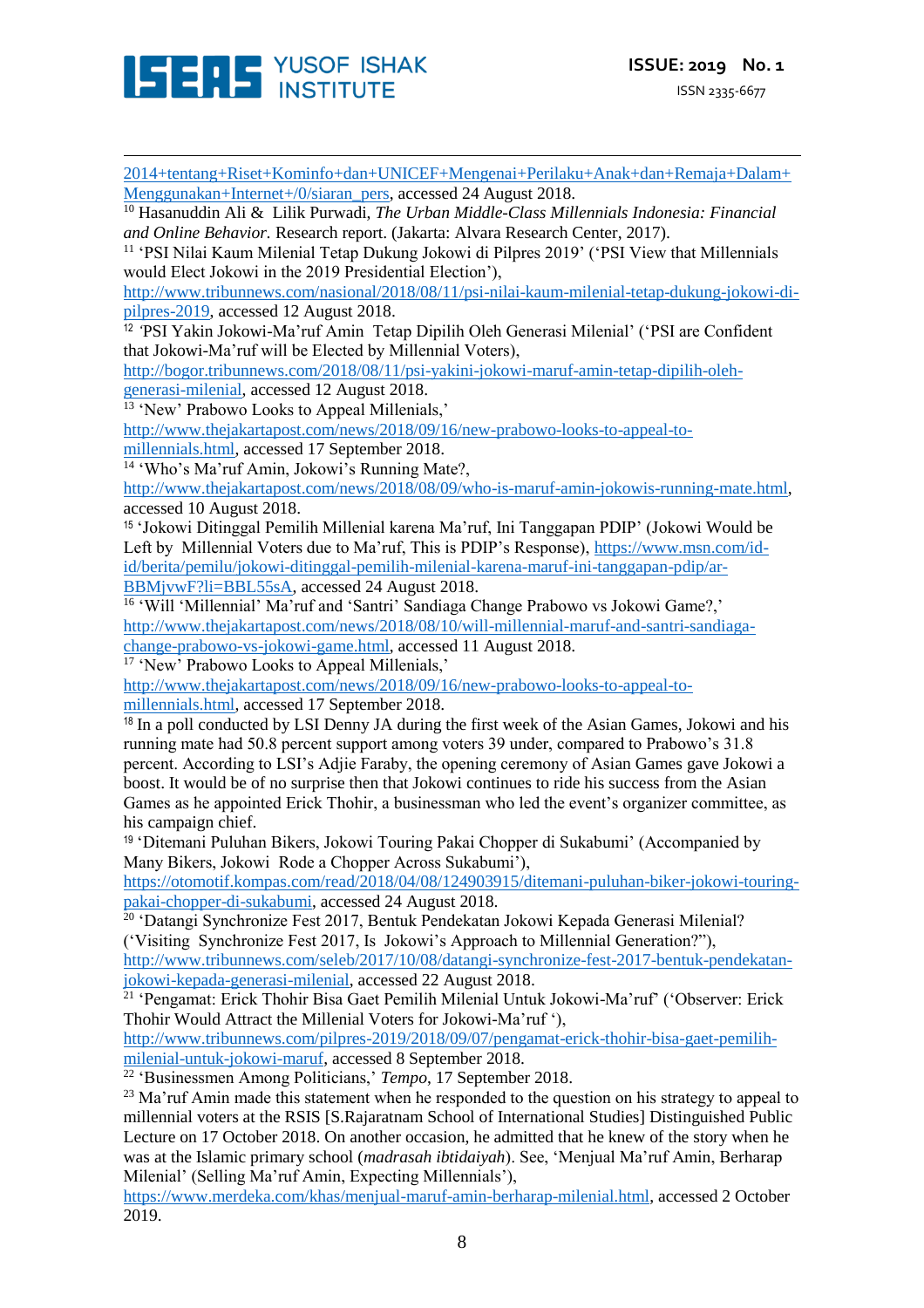2014+tentang+Riset+Kominfo+dan+UNICEF+Mengenai+Perilaku+Anak+dan+Remaja+Dalam+Menggunakan+Internet+/0/siaran_pers, accessed 24 August 2018.

[10] Hasanuddin Ali & Lilik Purwadi, *The Urban Middle-Class Millennials Indonesia: Financial and Online Behavior.* Research report. (Jakarta: Alvara Research Center, 2017).

[11] 'PSI Nilai Kaum Milenial Tetap Dukung Jokowi di Pilpres 2019' ('PSI View that Millennials would Elect Jokowi in the 2019 Presidential Election'), http://www.tribunnews.com/nasional/2018/08/11/psi-nilai-kaum-milenial-tetap-dukung-jokowi-di-pilpres-2019, accessed 12 August 2018.

[12] 'PSI Yakin Jokowi-Ma'ruf Amin Tetap Dipilih Oleh Generasi Milenial' ('PSI are Confident that Jokowi-Ma'ruf will be Elected by Millennial Voters), http://bogor.tribunnews.com/2018/08/11/psi-yakini-jokowi-maruf-amin-tetap-dipilih-oleh-generasi-milenial, accessed 12 August 2018.

[13] 'New' Prabowo Looks to Appeal Millenials,' http://www.thejakartapost.com/news/2018/09/16/new-prabowo-looks-to-appeal-to-millennials.html, accessed 17 September 2018.

[14] 'Who's Ma'ruf Amin, Jokowi's Running Mate?, http://www.thejakartapost.com/news/2018/08/09/who-is-maruf-amin-jokowis-running-mate.html, accessed 10 August 2018.

[15] 'Jokowi Ditinggal Pemilih Millenial karena Ma'ruf, Ini Tanggapan PDIP' (Jokowi Would be Left by Millennial Voters due to Ma'ruf, This is PDIP's Response), https://www.msn.com/id-id/berita/pemilu/jokowi-ditinggal-pemilih-milenial-karena-maruf-ini-tanggapan-pdip/ar-BBMjvwF?li=BBL55sA, accessed 24 August 2018.

[16] 'Will 'Millennial' Ma'ruf and 'Santri' Sandiaga Change Prabowo vs Jokowi Game?,' http://www.thejakartapost.com/news/2018/08/10/will-millennial-maruf-and-santri-sandiaga-change-prabowo-vs-jokowi-game.html, accessed 11 August 2018.

[17] 'New' Prabowo Looks to Appeal Millenials,' http://www.thejakartapost.com/news/2018/09/16/new-prabowo-looks-to-appeal-to-millennials.html, accessed 17 September 2018.

[18] In a poll conducted by LSI Denny JA during the first week of the Asian Games, Jokowi and his running mate had 50.8 percent support among voters 39 under, compared to Prabowo's 31.8 percent. According to LSI's Adjie Faraby, the opening ceremony of Asian Games gave Jokowi a boost. It would be of no surprise then that Jokowi continues to ride his success from the Asian Games as he appointed Erick Thohir, a businessman who led the event's organizer committee, as his campaign chief.

[19] 'Ditemani Puluhan Bikers, Jokowi Touring Pakai Chopper di Sukabumi' (Accompanied by Many Bikers, Jokowi Rode a Chopper Across Sukabumi'), https://otomotif.kompas.com/read/2018/04/08/124903915/ditemani-puluhan-biker-jokowi-touring-pakai-chopper-di-sukabumi, accessed 24 August 2018.

[20] 'Datangi Synchronize Fest 2017, Bentuk Pendekatan Jokowi Kepada Generasi Milenial? ('Visiting Synchronize Fest 2017, Is Jokowi's Approach to Millennial Generation?"), http://www.tribunnews.com/seleb/2017/10/08/datangi-synchronize-fest-2017-bentuk-pendekatan-jokowi-kepada-generasi-milenial, accessed 22 August 2018.

[21] 'Pengamat: Erick Thohir Bisa Gaet Pemilih Milenial Untuk Jokowi-Ma'ruf' ('Observer: Erick Thohir Would Attract the Millenial Voters for Jokowi-Ma'ruf '), http://www.tribunnews.com/pilpres-2019/2018/09/07/pengamat-erick-thohir-bisa-gaet-pemilih-milenial-untuk-jokowi-maruf, accessed 8 September 2018.

[22] 'Businessmen Among Politicians,' *Tempo*, 17 September 2018.

[23] Ma'ruf Amin made this statement when he responded to the question on his strategy to appeal to millennial voters at the RSIS [S.Rajaratnam School of International Studies] Distinguished Public Lecture on 17 October 2018. On another occasion, he admitted that he knew of the story when he was at the Islamic primary school (*madrasah ibtidaiyah*). See, 'Menjual Ma'ruf Amin, Berharap Milenial' (Selling Ma'ruf Amin, Expecting Millennials'), https://www.merdeka.com/khas/menjual-maruf-amin-berharap-milenial.html, accessed 2 October 2019.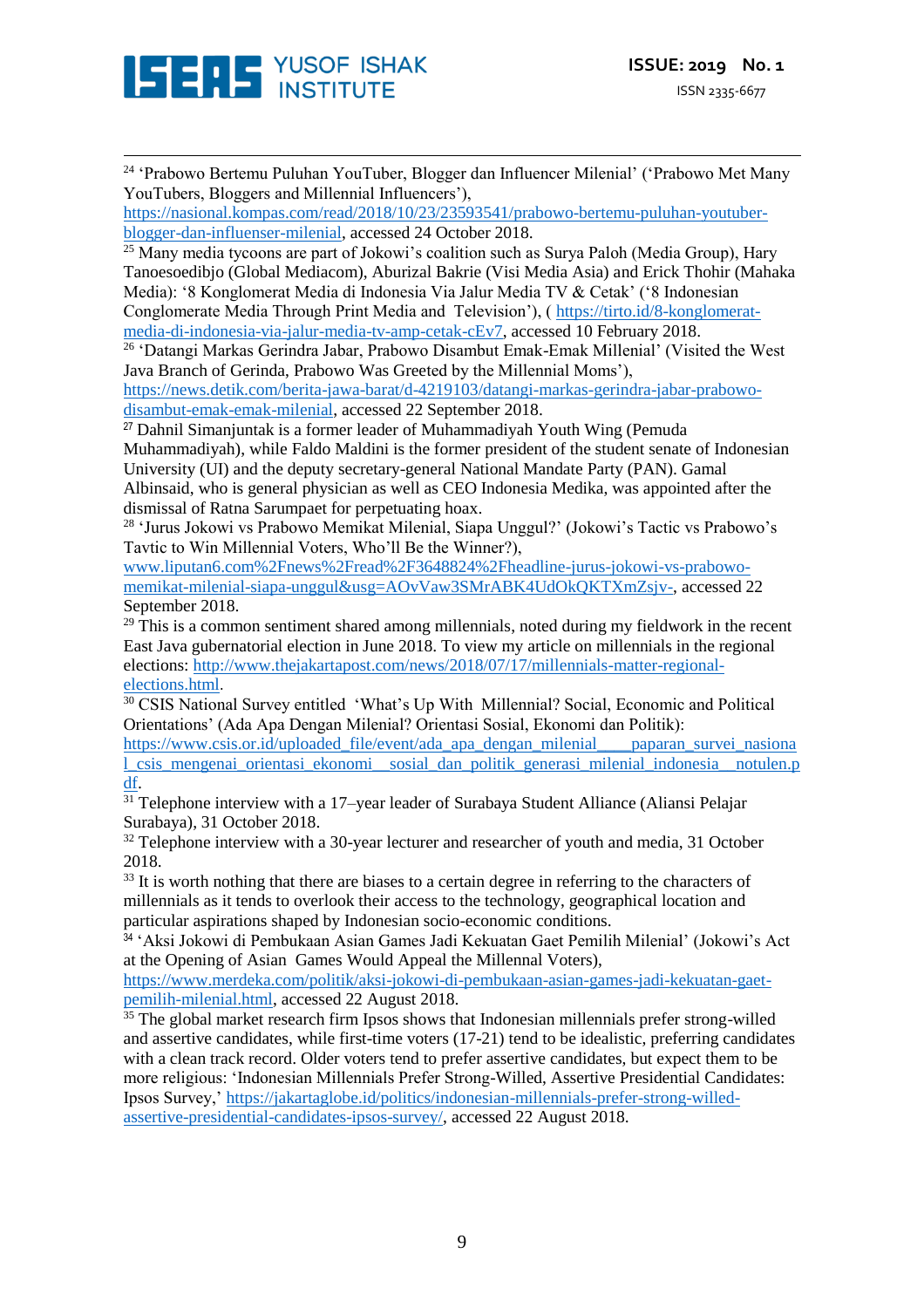[24] 'Prabowo Bertemu Puluhan YouTuber, Blogger dan Influencer Milenial' ('Prabowo Met Many YouTubers, Bloggers and Millennial Influencers'), https://nasional.kompas.com/read/2018/10/23/23593541/prabowo-bertemu-puluhan-youtuber-blogger-dan-influenser-milenial, accessed 24 October 2018.

[25] Many media tycoons are part of Jokowi's coalition such as Surya Paloh (Media Group), Hary Tanoesoedibjo (Global Mediacom), Aburizal Bakrie (Visi Media Asia) and Erick Thohir (Mahaka Media): '8 Konglomerat Media di Indonesia Via Jalur Media TV & Cetak' ('8 Indonesian Conglomerate Media Through Print Media and Television'), ( https://tirto.id/8-konglomerat-media-di-indonesia-via-jalur-media-tv-amp-cetak-cEv7, accessed 10 February 2018.

[26] 'Datangi Markas Gerindra Jabar, Prabowo Disambut Emak-Emak Millenial' (Visited the West Java Branch of Gerinda, Prabowo Was Greeted by the Millennial Moms'), https://news.detik.com/berita-jawa-barat/d-4219103/datangi-markas-gerindra-jabar-prabowo-disambut-emak-emak-milenial, accessed 22 September 2018.

[27] Dahnil Simanjuntak is a former leader of Muhammadiyah Youth Wing (Pemuda Muhammadiyah), while Faldo Maldini is the former president of the student senate of Indonesian University (UI) and the deputy secretary-general National Mandate Party (PAN). Gamal Albinsaid, who is general physician as well as CEO Indonesia Medika, was appointed after the dismissal of Ratna Sarumpaet for perpetuating hoax.

[28] 'Jurus Jokowi vs Prabowo Memikat Milenial, Siapa Unggul?' (Jokowi's Tactic vs Prabowo's Tavtic to Win Millennial Voters, Who'll Be the Winner?), www.liputan6.com%2Fnews%2Fread%2F3648824%2Fheadline-jurus-jokowi-vs-prabowo-memikat-milenial-siapa-unggul&usg=AOvVaw3SMrABK4UdOkQKTXmZsjv-, accessed 22 September 2018.

[29] This is a common sentiment shared among millennials, noted during my fieldwork in the recent East Java gubernatorial election in June 2018. To view my article on millennials in the regional elections: http://www.thejakartapost.com/news/2018/07/17/millennials-matter-regional-elections.html.

[30] CSIS National Survey entitled 'What's Up With Millennial? Social, Economic and Political Orientations' (Ada Apa Dengan Milenial? Orientasi Sosial, Ekonomi dan Politik): https://www.csis.or.id/uploaded_file/event/ada_apa_dengan_milenial____paparan_survei_nasional_csis_mengenai_orientasi_ekonomi__sosial_dan_politik_generasi_milenial_indonesia__notulen.pdf.

[31] Telephone interview with a 17–year leader of Surabaya Student Alliance (Aliansi Pelajar Surabaya), 31 October 2018.

[32] Telephone interview with a 30-year lecturer and researcher of youth and media, 31 October 2018.

[33] It is worth nothing that there are biases to a certain degree in referring to the characters of millennials as it tends to overlook their access to the technology, geographical location and particular aspirations shaped by Indonesian socio-economic conditions.

[34] 'Aksi Jokowi di Pembukaan Asian Games Jadi Kekuatan Gaet Pemilih Milenial' (Jokowi's Act at the Opening of Asian Games Would Appeal the Millennal Voters), https://www.merdeka.com/politik/aksi-jokowi-di-pembukaan-asian-games-jadi-kekuatan-gaet-pemilih-milenial.html, accessed 22 August 2018.

[35] The global market research firm Ipsos shows that Indonesian millennials prefer strong-willed and assertive candidates, while first-time voters (17-21) tend to be idealistic, preferring candidates with a clean track record. Older voters tend to prefer assertive candidates, but expect them to be more religious: 'Indonesian Millennials Prefer Strong-Willed, Assertive Presidential Candidates: Ipsos Survey,' https://jakartaglobe.id/politics/indonesian-millennials-prefer-strong-willed-assertive-presidential-candidates-ipsos-survey/, accessed 22 August 2018.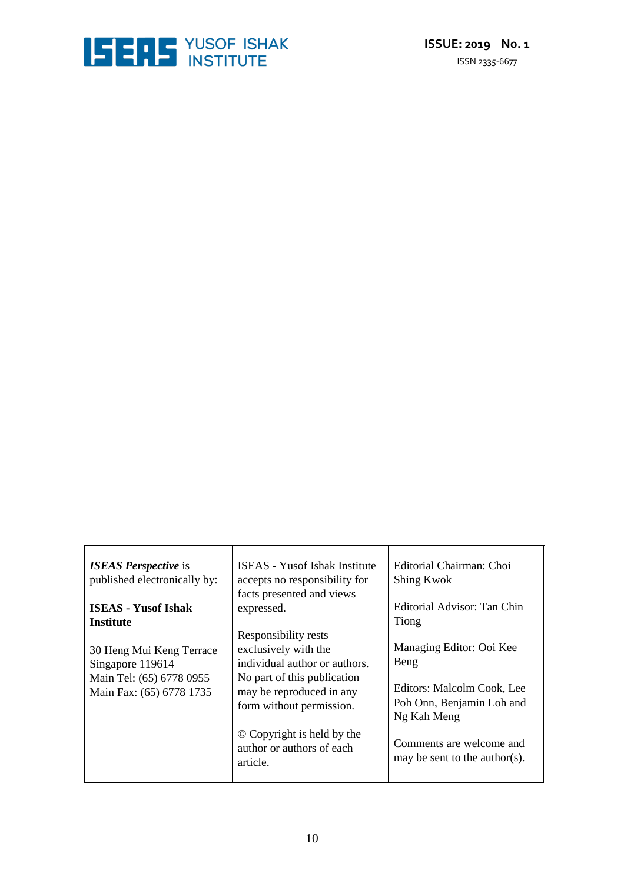| | | |
|---|---|---|
| ***ISEAS Perspective*** is published electronically by:<br><br>**ISEAS - Yusof Ishak Institute**<br><br>30 Heng Mui Keng Terrace<br>Singapore 119614<br>Main Tel: (65) 6778 0955<br>Main Fax: (65) 6778 1735 | ISEAS - Yusof Ishak Institute accepts no responsibility for facts presented and views expressed.<br><br>Responsibility rests exclusively with the individual author or authors. No part of this publication may be reproduced in any form without permission.<br><br>© Copyright is held by the author or authors of each article. | Editorial Chairman: Choi Shing Kwok<br><br>Editorial Advisor: Tan Chin Tiong<br><br>Managing Editor: Ooi Kee Beng<br><br>Editors: Malcolm Cook, Lee Poh Onn, Benjamin Loh and Ng Kah Meng<br><br>Comments are welcome and may be sent to the author(s). |